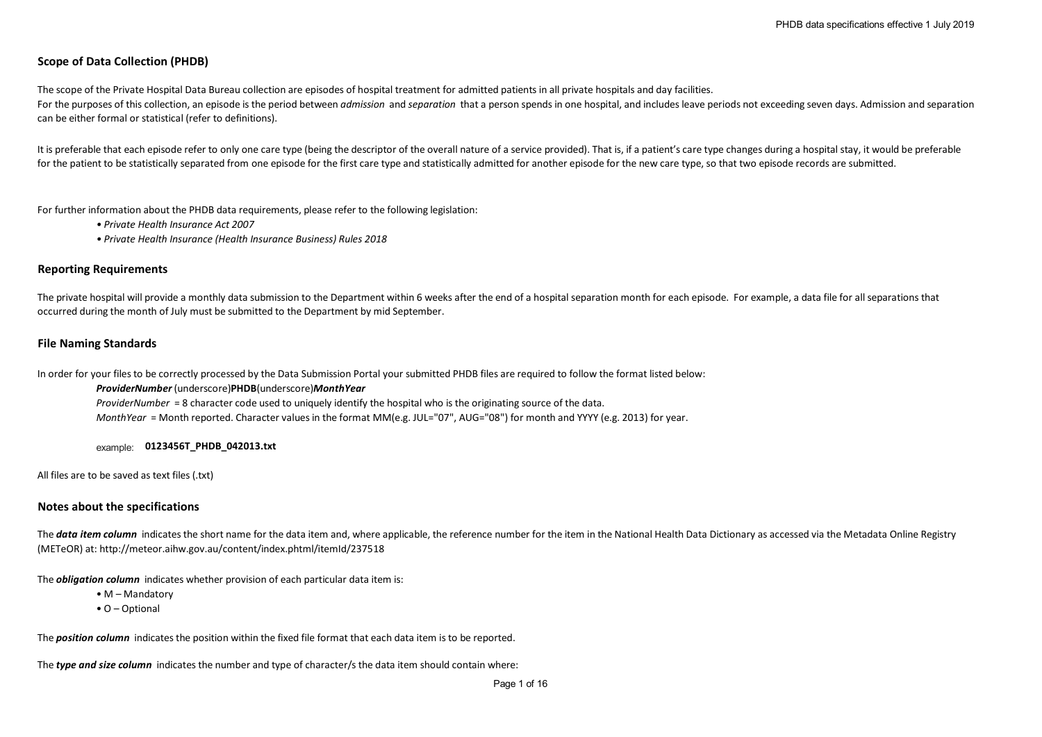## Scope of Data Collection (PHDB)

The scope of the Private Hospital Data Bureau collection are episodes of hospital treatment for admitted patients in all private hospitals and day facilities.
For the purposes of this collection, an episode is the period between *admission* and *separation* that a person spends in one hospital, and includes leave periods not exceeding seven days. Admission and separation can be either formal or statistical (refer to definitions).

It is preferable that each episode refer to only one care type (being the descriptor of the overall nature of a service provided). That is, if a patient's care type changes during a hospital stay, it would be preferable for the patient to be statistically separated from one episode for the first care type and statistically admitted for another episode for the new care type, so that two episode records are submitted.

For further information about the PHDB data requirements, please refer to the following legislation:

- *Private Health Insurance Act 2007*
- *Private Health Insurance (Health Insurance Business) Rules 2018*

## Reporting Requirements

The private hospital will provide a monthly data submission to the Department within 6 weeks after the end of a hospital separation month for each episode. For example, a data file for all separations that occurred during the month of July must be submitted to the Department by mid September.

## File Naming Standards

In order for your files to be correctly processed by the Data Submission Portal your submitted PHDB files are required to follow the format listed below:

***ProviderNumber*** (underscore)**PHDB**(underscore)***MonthYear***

*ProviderNumber* = 8 character code used to uniquely identify the hospital who is the originating source of the data.

*MonthYear* = Month reported. Character values in the format MM(e.g. JUL="07", AUG="08") for month and YYYY (e.g. 2013) for year.

example: **0123456T_PHDB_042013.txt**

All files are to be saved as text files (.txt)

## Notes about the specifications

The ***data item column*** indicates the short name for the data item and, where applicable, the reference number for the item in the National Health Data Dictionary as accessed via the Metadata Online Registry (METeOR) at: http://meteor.aihw.gov.au/content/index.phtml/itemId/237518

The ***obligation column*** indicates whether provision of each particular data item is:

- M – Mandatory
- O – Optional

The ***position column*** indicates the position within the fixed file format that each data item is to be reported.

The ***type and size column*** indicates the number and type of character/s the data item should contain where: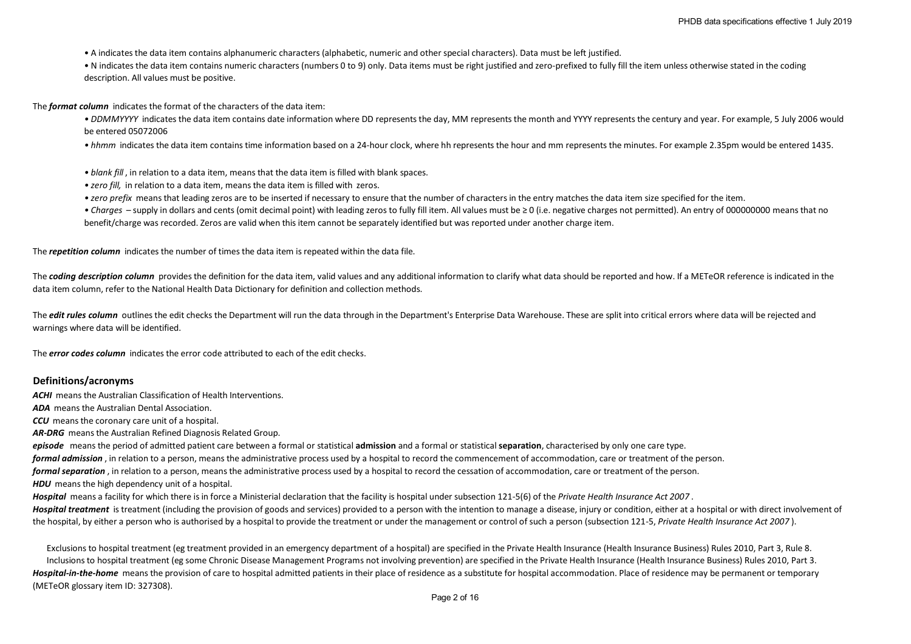- A indicates the data item contains alphanumeric characters (alphabetic, numeric and other special characters). Data must be left justified.
- N indicates the data item contains numeric characters (numbers 0 to 9) only. Data items must be right justified and zero-prefixed to fully fill the item unless otherwise stated in the coding description. All values must be positive.

The ***format column*** indicates the format of the characters of the data item:

- *DDMMYYYY* indicates the data item contains date information where DD represents the day, MM represents the month and YYYY represents the century and year. For example, 5 July 2006 would be entered 05072006
- *hhmm* indicates the data item contains time information based on a 24-hour clock, where hh represents the hour and mm represents the minutes. For example 2.35pm would be entered 1435.
- *blank fill*, in relation to a data item, means that the data item is filled with blank spaces.
- *zero fill,* in relation to a data item, means the data item is filled with zeros.
- *zero prefix* means that leading zeros are to be inserted if necessary to ensure that the number of characters in the entry matches the data item size specified for the item.
- *Charges* – supply in dollars and cents (omit decimal point) with leading zeros to fully fill item. All values must be ≥ 0 (i.e. negative charges not permitted). An entry of 000000000 means that no benefit/charge was recorded. Zeros are valid when this item cannot be separately identified but was reported under another charge item.

The ***repetition column*** indicates the number of times the data item is repeated within the data file.

The ***coding description column*** provides the definition for the data item, valid values and any additional information to clarify what data should be reported and how. If a METeOR reference is indicated in the data item column, refer to the National Health Data Dictionary for definition and collection methods.

The ***edit rules column*** outlines the edit checks the Department will run the data through in the Department's Enterprise Data Warehouse. These are split into critical errors where data will be rejected and warnings where data will be identified.

The ***error codes column*** indicates the error code attributed to each of the edit checks.

## Definitions/acronyms

***ACHI*** means the Australian Classification of Health Interventions.

***ADA*** means the Australian Dental Association.

***CCU*** means the coronary care unit of a hospital.

***AR-DRG*** means the Australian Refined Diagnosis Related Group.

***episode*** means the period of admitted patient care between a formal or statistical **admission** and a formal or statistical **separation**, characterised by only one care type.

***formal admission***, in relation to a person, means the administrative process used by a hospital to record the commencement of accommodation, care or treatment of the person.

***formal separation***, in relation to a person, means the administrative process used by a hospital to record the cessation of accommodation, care or treatment of the person.

***HDU*** means the high dependency unit of a hospital.

***Hospital*** means a facility for which there is in force a Ministerial declaration that the facility is hospital under subsection 121-5(6) of the *Private Health Insurance Act 2007*.

***Hospital treatment*** is treatment (including the provision of goods and services) provided to a person with the intention to manage a disease, injury or condition, either at a hospital or with direct involvement of the hospital, by either a person who is authorised by a hospital to provide the treatment or under the management or control of such a person (subsection 121-5, *Private Health Insurance Act 2007*).

Exclusions to hospital treatment (eg treatment provided in an emergency department of a hospital) are specified in the Private Health Insurance (Health Insurance Business) Rules 2010, Part 3, Rule 8.
Inclusions to hospital treatment (eg some Chronic Disease Management Programs not involving prevention) are specified in the Private Health Insurance (Health Insurance Business) Rules 2010, Part 3.

***Hospital-in-the-home*** means the provision of care to hospital admitted patients in their place of residence as a substitute for hospital accommodation. Place of residence may be permanent or temporary (METeOR glossary item ID: 327308).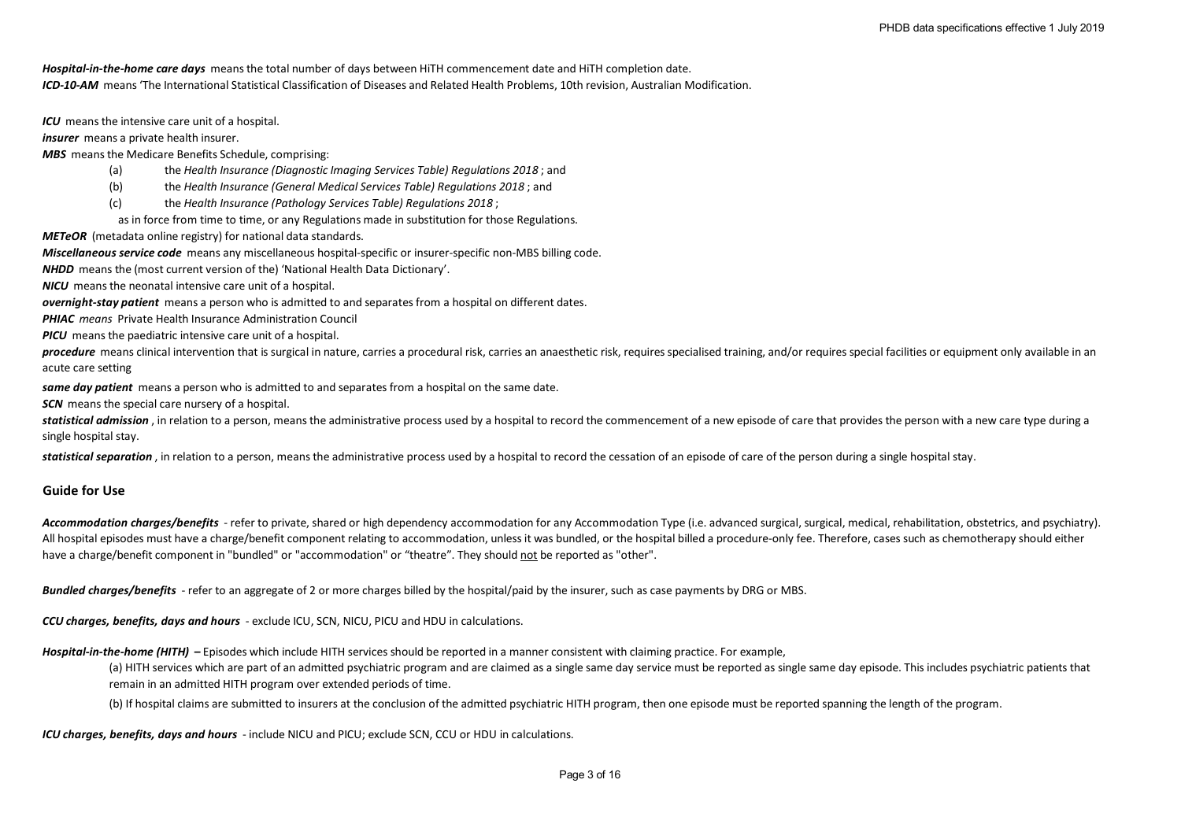***Hospital-in-the-home care days*** means the total number of days between HiTH commencement date and HiTH completion date.

***ICD-10-AM*** means 'The International Statistical Classification of Diseases and Related Health Problems, 10th revision, Australian Modification.

***ICU*** means the intensive care unit of a hospital.

***insurer*** means a private health insurer.

***MBS*** means the Medicare Benefits Schedule, comprising:

- (a) the *Health Insurance (Diagnostic Imaging Services Table) Regulations 2018* ; and
- (b) the *Health Insurance (General Medical Services Table) Regulations 2018* ; and
- (c) the *Health Insurance (Pathology Services Table) Regulations 2018* ;

as in force from time to time, or any Regulations made in substitution for those Regulations.

***METeOR*** (metadata online registry) for national data standards.

***Miscellaneous service code*** means any miscellaneous hospital-specific or insurer-specific non-MBS billing code.

***NHDD*** means the (most current version of the) 'National Health Data Dictionary'.

***NICU*** means the neonatal intensive care unit of a hospital.

***overnight-stay patient*** means a person who is admitted to and separates from a hospital on different dates.

***PHIAC*** *means* Private Health Insurance Administration Council

***PICU*** means the paediatric intensive care unit of a hospital.

***procedure*** means clinical intervention that is surgical in nature, carries a procedural risk, carries an anaesthetic risk, requires specialised training, and/or requires special facilities or equipment only available in an acute care setting

***same day patient*** means a person who is admitted to and separates from a hospital on the same date.

***SCN*** means the special care nursery of a hospital.

***statistical admission*** , in relation to a person, means the administrative process used by a hospital to record the commencement of a new episode of care that provides the person with a new care type during a single hospital stay.

***statistical separation*** , in relation to a person, means the administrative process used by a hospital to record the cessation of an episode of care of the person during a single hospital stay.

## Guide for Use

***Accommodation charges/benefits*** - refer to private, shared or high dependency accommodation for any Accommodation Type (i.e. advanced surgical, surgical, medical, rehabilitation, obstetrics, and psychiatry). All hospital episodes must have a charge/benefit component relating to accommodation, unless it was bundled, or the hospital billed a procedure-only fee. Therefore, cases such as chemotherapy should either have a charge/benefit component in "bundled" or "accommodation" or "theatre". They should not be reported as "other".

***Bundled charges/benefits*** - refer to an aggregate of 2 or more charges billed by the hospital/paid by the insurer, such as case payments by DRG or MBS.

***CCU charges, benefits, days and hours*** - exclude ICU, SCN, NICU, PICU and HDU in calculations.

***Hospital-in-the-home (HITH)*** **–** Episodes which include HITH services should be reported in a manner consistent with claiming practice. For example,

(a) HITH services which are part of an admitted psychiatric program and are claimed as a single same day service must be reported as single same day episode. This includes psychiatric patients that remain in an admitted HITH program over extended periods of time.

(b) If hospital claims are submitted to insurers at the conclusion of the admitted psychiatric HITH program, then one episode must be reported spanning the length of the program.

***ICU charges, benefits, days and hours*** - include NICU and PICU; exclude SCN, CCU or HDU in calculations.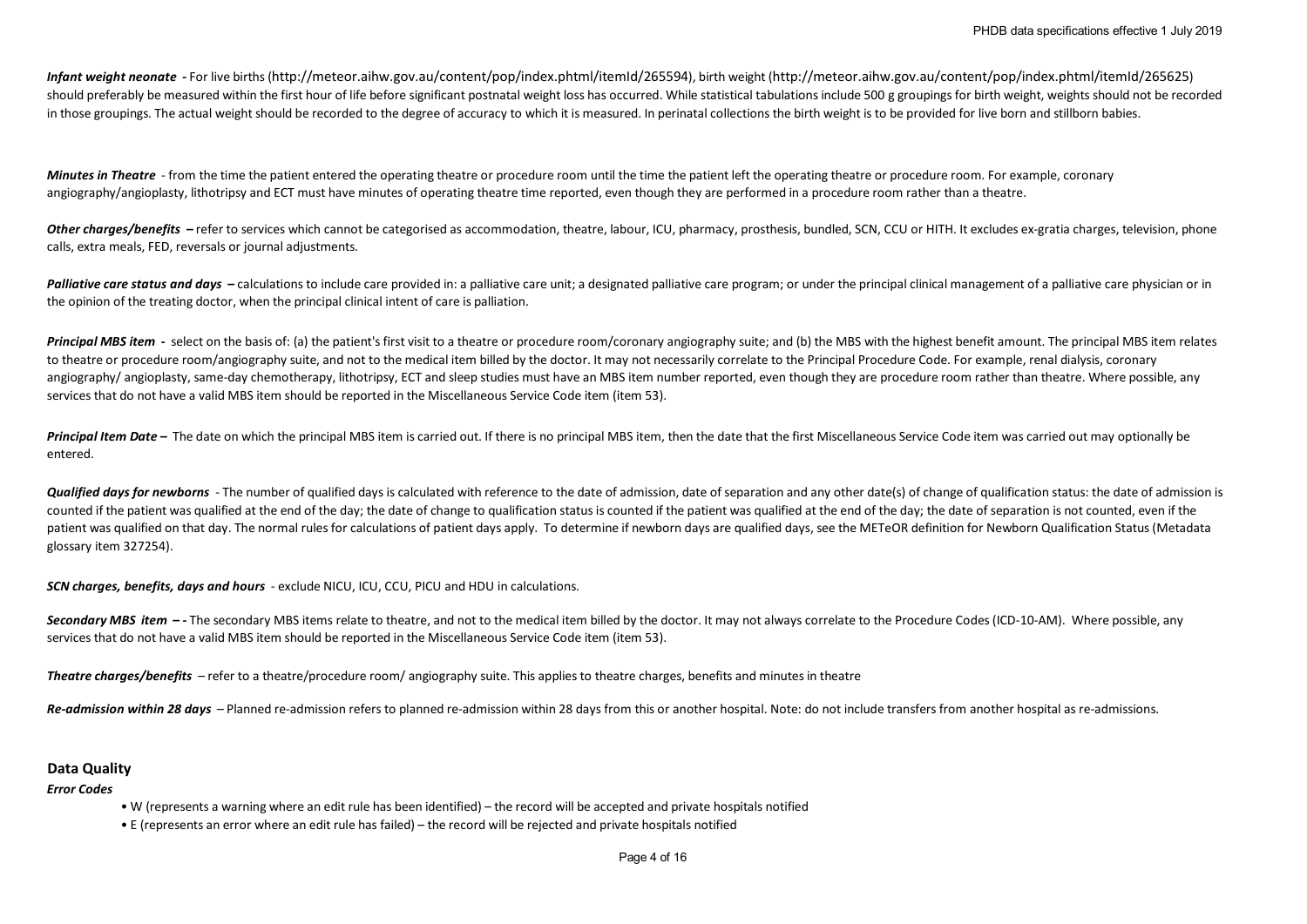***Infant weight neonate*** **-** For live births (http://meteor.aihw.gov.au/content/pop/index.phtml/itemId/265594), birth weight (http://meteor.aihw.gov.au/content/pop/index.phtml/itemId/265625) should preferably be measured within the first hour of life before significant postnatal weight loss has occurred. While statistical tabulations include 500 g groupings for birth weight, weights should not be recorded in those groupings. The actual weight should be recorded to the degree of accuracy to which it is measured. In perinatal collections the birth weight is to be provided for live born and stillborn babies.

***Minutes in Theatre*** - from the time the patient entered the operating theatre or procedure room until the time the patient left the operating theatre or procedure room. For example, coronary angiography/angioplasty, lithotripsy and ECT must have minutes of operating theatre time reported, even though they are performed in a procedure room rather than a theatre.

***Other charges/benefits*** **–** refer to services which cannot be categorised as accommodation, theatre, labour, ICU, pharmacy, prosthesis, bundled, SCN, CCU or HITH. It excludes ex-gratia charges, television, phone calls, extra meals, FED, reversals or journal adjustments.

***Palliative care status and days*** **–** calculations to include care provided in: a palliative care unit; a designated palliative care program; or under the principal clinical management of a palliative care physician or in the opinion of the treating doctor, when the principal clinical intent of care is palliation.

***Principal MBS item*** **-** select on the basis of: (a) the patient's first visit to a theatre or procedure room/coronary angiography suite; and (b) the MBS with the highest benefit amount. The principal MBS item relates to theatre or procedure room/angiography suite, and not to the medical item billed by the doctor. It may not necessarily correlate to the Principal Procedure Code. For example, renal dialysis, coronary angiography/ angioplasty, same-day chemotherapy, lithotripsy, ECT and sleep studies must have an MBS item number reported, even though they are procedure room rather than theatre. Where possible, any services that do not have a valid MBS item should be reported in the Miscellaneous Service Code item (item 53).

***Principal Item Date*** **–** The date on which the principal MBS item is carried out. If there is no principal MBS item, then the date that the first Miscellaneous Service Code item was carried out may optionally be entered.

***Qualified days for newborns*** - The number of qualified days is calculated with reference to the date of admission, date of separation and any other date(s) of change of qualification status: the date of admission is counted if the patient was qualified at the end of the day; the date of change to qualification status is counted if the patient was qualified at the end of the day; the date of separation is not counted, even if the patient was qualified on that day. The normal rules for calculations of patient days apply. To determine if newborn days are qualified days, see the METeOR definition for Newborn Qualification Status (Metadata glossary item 327254).

***SCN charges, benefits, days and hours*** - exclude NICU, ICU, CCU, PICU and HDU in calculations.

***Secondary MBS item*** **– -** The secondary MBS items relate to theatre, and not to the medical item billed by the doctor. It may not always correlate to the Procedure Codes (ICD-10-AM). Where possible, any services that do not have a valid MBS item should be reported in the Miscellaneous Service Code item (item 53).

***Theatre charges/benefits*** – refer to a theatre/procedure room/ angiography suite. This applies to theatre charges, benefits and minutes in theatre

***Re-admission within 28 days*** – Planned re-admission refers to planned re-admission within 28 days from this or another hospital. Note: do not include transfers from another hospital as re-admissions.

## Data Quality

***Error Codes***

- W (represents a warning where an edit rule has been identified) – the record will be accepted and private hospitals notified
- E (represents an error where an edit rule has failed) – the record will be rejected and private hospitals notified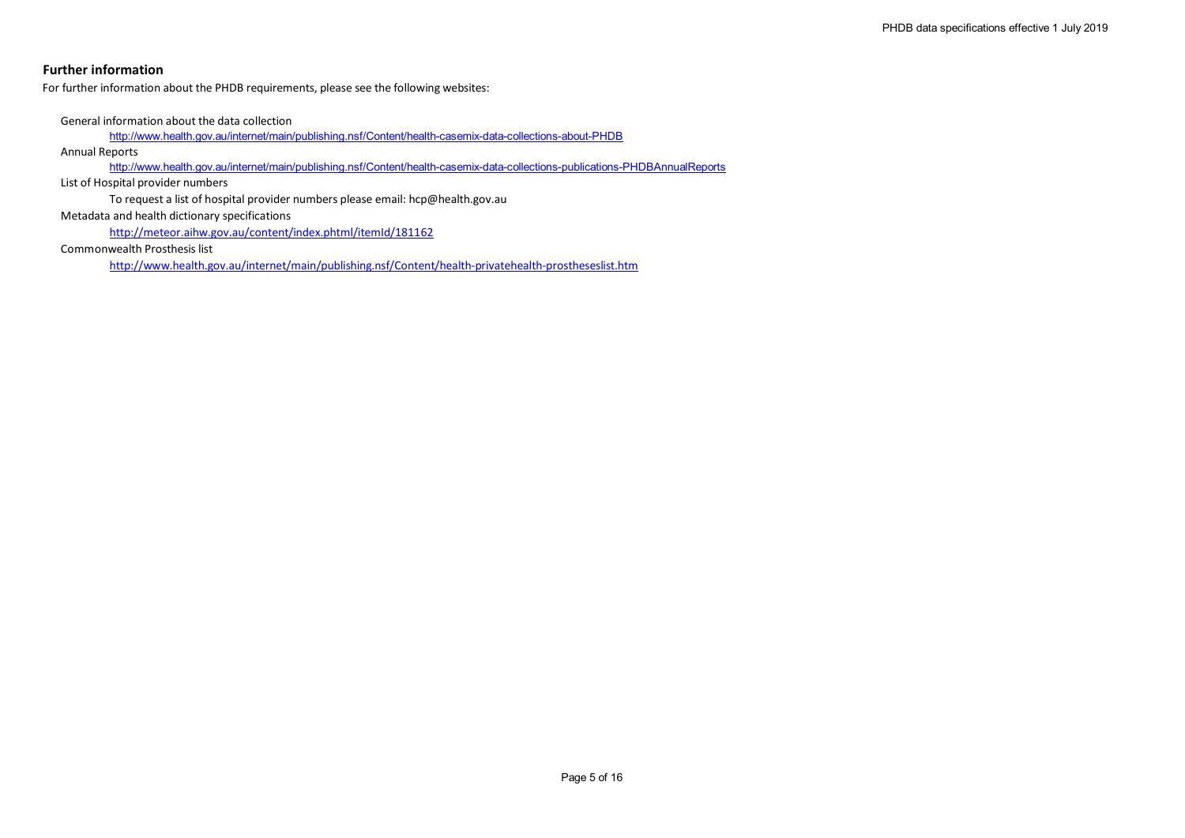## Further information

For further information about the PHDB requirements, please see the following websites:

General information about the data collection

http://www.health.gov.au/internet/main/publishing.nsf/Content/health-casemix-data-collections-about-PHDB

Annual Reports

http://www.health.gov.au/internet/main/publishing.nsf/Content/health-casemix-data-collections-publications-PHDBAnnualReports

List of Hospital provider numbers

To request a list of hospital provider numbers please email: hcp@health.gov.au

Metadata and health dictionary specifications

http://meteor.aihw.gov.au/content/index.phtml/itemId/181162

Commonwealth Prosthesis list

http://www.health.gov.au/internet/main/publishing.nsf/Content/health-privatehealth-prostheseslist.htm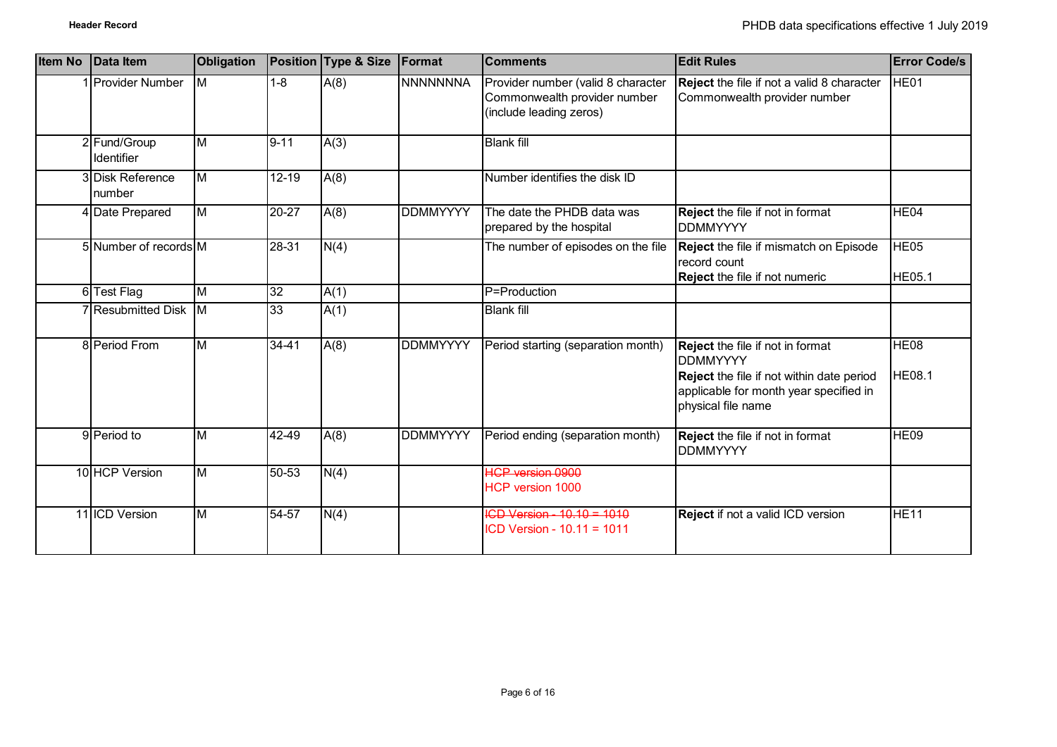**Header Record**

| Item No | Data Item | Obligation | Position | Type & Size | Format | Comments | Edit Rules | Error Code/s |
|---|---|---|---|---|---|---|---|---|
| 1 | Provider Number | M | 1-8 | A(8) | NNNNNNNA | Provider number (valid 8 character Commonwealth provider number (include leading zeros) | **Reject** the file if not a valid 8 character Commonwealth provider number | HE01 |
| 2 | Fund/Group Identifier | M | 9-11 | A(3) | | Blank fill | | |
| 3 | Disk Reference number | M | 12-19 | A(8) | | Number identifies the disk ID | | |
| 4 | Date Prepared | M | 20-27 | A(8) | DDMMYYYY | The date the PHDB data was prepared by the hospital | **Reject** the file if not in format DDMMYYYY | HE04 |
| 5 | Number of records | M | 28-31 | N(4) | | The number of episodes on the file | **Reject** the file if mismatch on Episode record count<br>**Reject** the file if not numeric | HE05<br>HE05.1 |
| 6 | Test Flag | M | 32 | A(1) | | P=Production | | |
| 7 | Resubmitted Disk | M | 33 | A(1) | | Blank fill | | |
| 8 | Period From | M | 34-41 | A(8) | DDMMYYYY | Period starting (separation month) | **Reject** the file if not in format DDMMYYYY<br>**Reject** the file if not within date period applicable for month year specified in physical file name | HE08<br>HE08.1 |
| 9 | Period to | M | 42-49 | A(8) | DDMMYYYY | Period ending (separation month) | **Reject** the file if not in format DDMMYYYY | HE09 |
| 10 | HCP Version | M | 50-53 | N(4) | | ~~HCP version 0900~~<br>HCP version 1000 | | |
| 11 | ICD Version | M | 54-57 | N(4) | | ~~ICD Version - 10.10 = 1010~~<br>ICD Version - 10.11 = 1011 | **Reject** if not a valid ICD version | HE11 |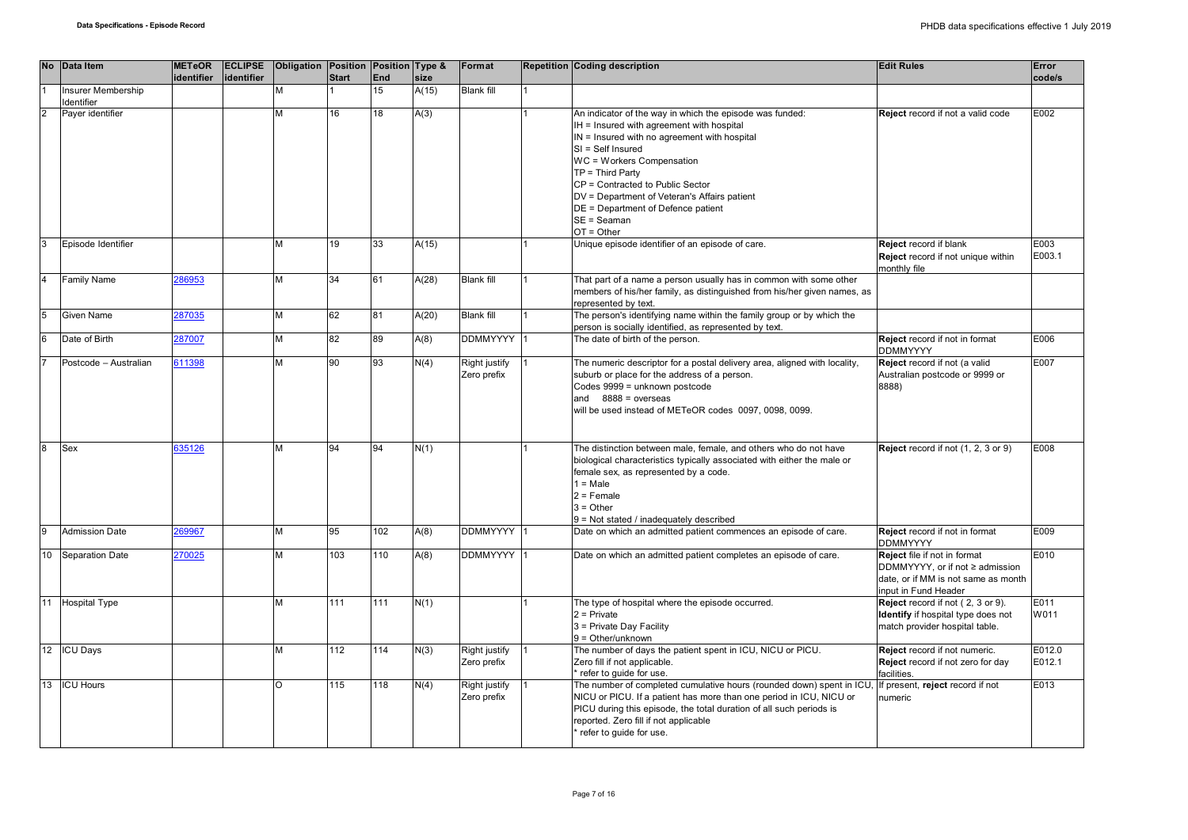| No | Data Item | METeOR identifier | ECLIPSE identifier | Obligation | Position Start | Position End | Type & size | Format | Repetition | Coding description | Edit Rules | Error code/s |
|---|---|---|---|---|---|---|---|---|---|---|---|---|
| 1 | Insurer Membership Identifier | | | M | 1 | 15 | A(15) | Blank fill | 1 | | | |
| 2 | Payer identifier | | | M | 16 | 18 | A(3) | | 1 | An indicator of the way in which the episode was funded:<br>IH = Insured with agreement with hospital<br>IN = Insured with no agreement with hospital<br>SI = Self Insured<br>WC = Workers Compensation<br>TP = Third Party<br>CP = Contracted to Public Sector<br>DV = Department of Veteran's Affairs patient<br>DE = Department of Defence patient<br>SE = Seaman<br>OT = Other | **Reject** record if not a valid code | E002 |
| 3 | Episode Identifier | | | M | 19 | 33 | A(15) | | 1 | Unique episode identifier of an episode of care. | **Reject** record if blank<br>**Reject** record if not unique within monthly file | E003<br>E003.1 |
| 4 | Family Name | 286953 | | M | 34 | 61 | A(28) | Blank fill | 1 | That part of a name a person usually has in common with some other members of his/her family, as distinguished from his/her given names, as represented by text. | | |
| 5 | Given Name | 287035 | | M | 62 | 81 | A(20) | Blank fill | 1 | The person's identifying name within the family group or by which the person is socially identified, as represented by text. | | |
| 6 | Date of Birth | 287007 | | M | 82 | 89 | A(8) | DDMMYYYY | 1 | The date of birth of the person. | **Reject** record if not in format DDMMYYYY | E006 |
| 7 | Postcode – Australian | 611398 | | M | 90 | 93 | N(4) | Right justify Zero prefix | 1 | The numeric descriptor for a postal delivery area, aligned with locality, suburb or place for the address of a person.<br>Codes 9999 = unknown postcode<br>and 8888 = overseas<br>will be used instead of METeOR codes 0097, 0098, 0099. | **Reject** record if not (a valid Australian postcode or 9999 or 8888) | E007 |
| 8 | Sex | 635126 | | M | 94 | 94 | N(1) | | 1 | The distinction between male, female, and others who do not have biological characteristics typically associated with either the male or female sex, as represented by a code.<br>1 = Male<br>2 = Female<br>3 = Other<br>9 = Not stated / inadequately described | **Reject** record if not (1, 2, 3 or 9) | E008 |
| 9 | Admission Date | 269967 | | M | 95 | 102 | A(8) | DDMMYYYY | 1 | Date on which an admitted patient commences an episode of care. | **Reject** record if not in format DDMMYYYY | E009 |
| 10 | Separation Date | 270025 | | M | 103 | 110 | A(8) | DDMMYYYY | 1 | Date on which an admitted patient completes an episode of care. | **Reject** file if not in format DDMMYYYY, or if not ≥ admission date, or if MM is not same as month input in Fund Header | E010 |
| 11 | Hospital Type | | | M | 111 | 111 | N(1) | | 1 | The type of hospital where the episode occurred.<br>2 = Private<br>3 = Private Day Facility<br>9 = Other/unknown | **Reject** record if not ( 2, 3 or 9).<br>**Identify** if hospital type does not match provider hospital table. | E011<br>W011 |
| 12 | ICU Days | | | M | 112 | 114 | N(3) | Right justify Zero prefix | 1 | The number of days the patient spent in ICU, NICU or PICU.<br>Zero fill if not applicable.<br>* refer to guide for use. | **Reject** record if not numeric.<br>**Reject** record if not zero for day facilities. | E012.0<br>E012.1 |
| 13 | ICU Hours | | | O | 115 | 118 | N(4) | Right justify Zero prefix | 1 | The number of completed cumulative hours (rounded down) spent in ICU, NICU or PICU. If a patient has more than one period in ICU, NICU or PICU during this episode, the total duration of all such periods is reported. Zero fill if not applicable<br>* refer to guide for use. | If present, **reject** record if not numeric | E013 |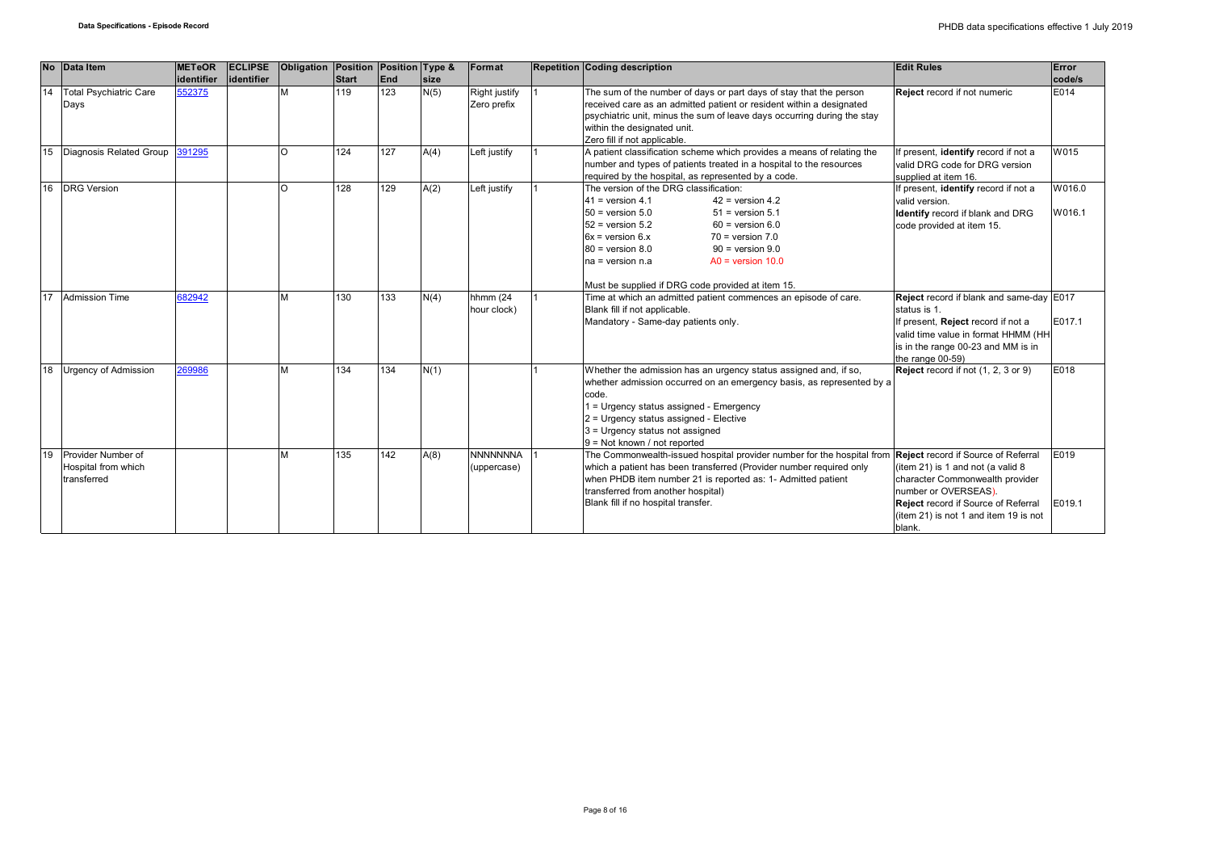| No | Data Item | METeOR identifier | ECLIPSE identifier | Obligation | Position Start | Position End | Type & size | Format | Repetition | Coding description | Edit Rules | Error code/s |
|---|---|---|---|---|---|---|---|---|---|---|---|---|
| 14 | Total Psychiatric Care Days | 552375 | | M | 119 | 123 | N(5) | Right justify Zero prefix | 1 | The sum of the number of days or part days of stay that the person received care as an admitted patient or resident within a designated psychiatric unit, minus the sum of leave days occurring during the stay within the designated unit.<br>Zero fill if not applicable. | **Reject** record if not numeric | E014 |
| 15 | Diagnosis Related Group | 391295 | | O | 124 | 127 | A(4) | Left justify | 1 | A patient classification scheme which provides a means of relating the number and types of patients treated in a hospital to the resources required by the hospital, as represented by a code. | If present, **identify** record if not a valid DRG code for DRG version supplied at item 16. | W015 |
| 16 | DRG Version | | | O | 128 | 129 | A(2) | Left justify | 1 | The version of the DRG classification:<br>41 = version 4.1 42 = version 4.2<br>50 = version 5.0 51 = version 5.1<br>52 = version 5.2 60 = version 6.0<br>6x = version 6.x 70 = version 7.0<br>80 = version 8.0 90 = version 9.0<br>na = version n.a A0 = version 10.0<br><br>Must be supplied if DRG code provided at item 15. | If present, **identify** record if not a valid version.<br>**Identify** record if blank and DRG code provided at item 15. | W016.0<br><br>W016.1 |
| 17 | Admission Time | 682942 | | M | 130 | 133 | N(4) | hhmm (24 hour clock) | 1 | Time at which an admitted patient commences an episode of care.<br>Blank fill if not applicable.<br>Mandatory - Same-day patients only. | **Reject** record if blank and same-day status is 1.<br>If present, **Reject** record if not a valid time value in format HHMM (HH is in the range 00-23 and MM is in the range 00-59) | E017<br><br>E017.1 |
| 18 | Urgency of Admission | 269986 | | M | 134 | 134 | N(1) | | 1 | Whether the admission has an urgency status assigned and, if so, whether admission occurred on an emergency basis, as represented by a code.<br>1 = Urgency status assigned - Emergency<br>2 = Urgency status assigned - Elective<br>3 = Urgency status not assigned<br>9 = Not known / not reported | **Reject** record if not (1, 2, 3 or 9) | E018 |
| 19 | Provider Number of Hospital from which transferred | | | M | 135 | 142 | A(8) | NNNNNNNA (uppercase) | 1 | The Commonwealth-issued hospital provider number for the hospital from which a patient has been transferred (Provider number required only when PHDB item number 21 is reported as: 1- Admitted patient transferred from another hospital)<br>Blank fill if no hospital transfer. | **Reject** record if Source of Referral (item 21) is 1 and not (a valid 8 character Commonwealth provider number or OVERSEAS).<br>**Reject** record if Source of Referral (item 21) is not 1 and item 19 is not blank. | E019<br><br>E019.1 |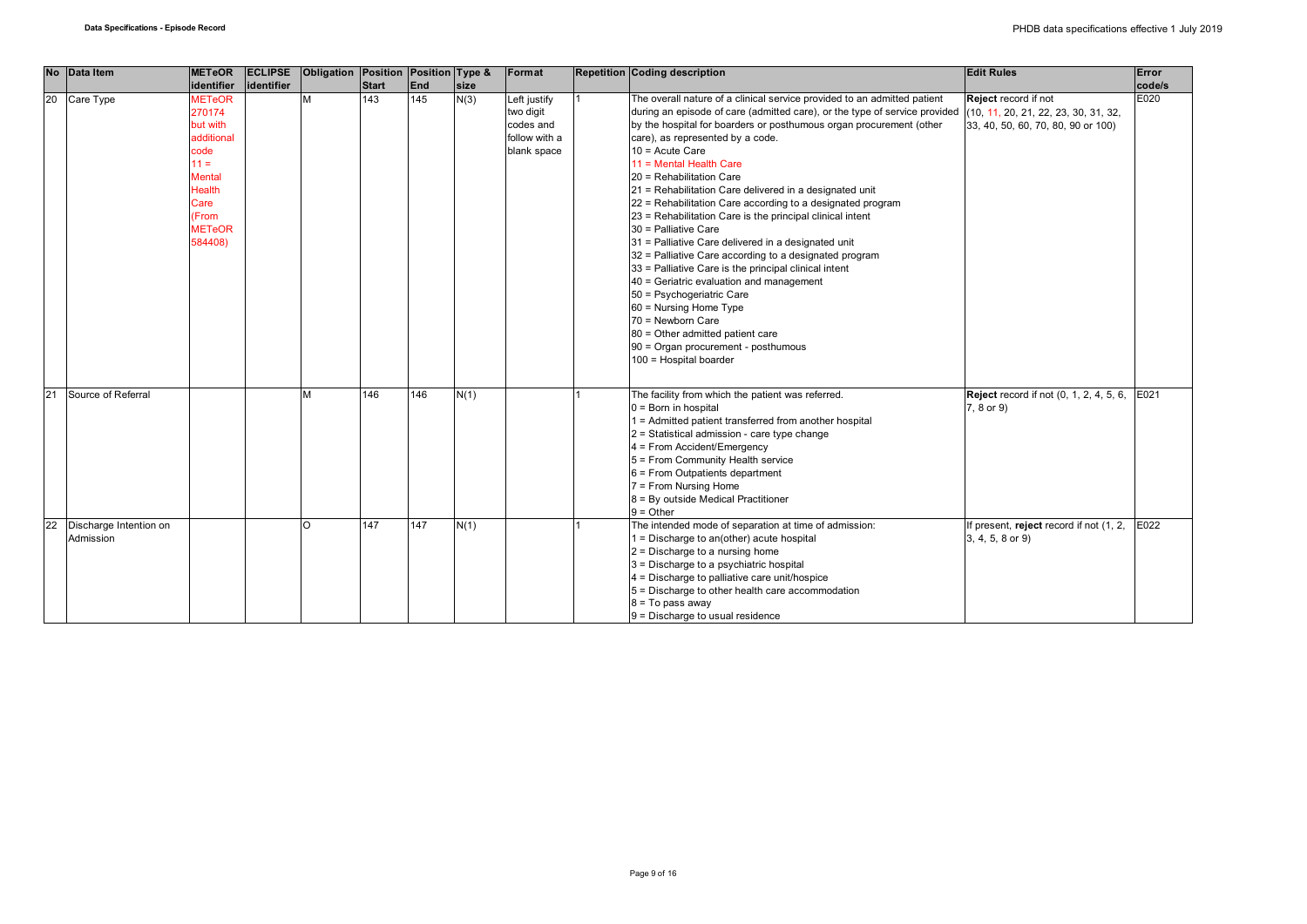| No | Data Item | METeOR identifier | ECLIPSE identifier | Obligation | Position Start | Position End | Type & size | Format | Repetition | Coding description | Edit Rules | Error code/s |
|---|---|---|---|---|---|---|---|---|---|---|---|---|
| 20 | Care Type | METeOR 270174 but with additional code 11 = Mental Health Care (From METeOR 584408) | | M | 143 | 145 | N(3) | Left justify two digit codes and follow with a blank space | 1 | The overall nature of a clinical service provided to an admitted patient during an episode of care (admitted care), or the type of service provided by the hospital for boarders or posthumous organ procurement (other care), as represented by a code.<br>10 = Acute Care<br>11 = Mental Health Care<br>20 = Rehabilitation Care<br>21 = Rehabilitation Care delivered in a designated unit<br>22 = Rehabilitation Care according to a designated program<br>23 = Rehabilitation Care is the principal clinical intent<br>30 = Palliative Care<br>31 = Palliative Care delivered in a designated unit<br>32 = Palliative Care according to a designated program<br>33 = Palliative Care is the principal clinical intent<br>40 = Geriatric evaluation and management<br>50 = Psychogeriatric Care<br>60 = Nursing Home Type<br>70 = Newborn Care<br>80 = Other admitted patient care<br>90 = Organ procurement - posthumous<br>100 = Hospital boarder | **Reject** record if not (10, 11, 20, 21, 22, 23, 30, 31, 32, 33, 40, 50, 60, 70, 80, 90 or 100) | E020 |
| 21 | Source of Referral | | | M | 146 | 146 | N(1) | | 1 | The facility from which the patient was referred.<br>0 = Born in hospital<br>1 = Admitted patient transferred from another hospital<br>2 = Statistical admission - care type change<br>4 = From Accident/Emergency<br>5 = From Community Health service<br>6 = From Outpatients department<br>7 = From Nursing Home<br>8 = By outside Medical Practitioner<br>9 = Other | **Reject** record if not (0, 1, 2, 4, 5, 6, 7, 8 or 9) | E021 |
| 22 | Discharge Intention on Admission | | | O | 147 | 147 | N(1) | | 1 | The intended mode of separation at time of admission:<br>1 = Discharge to an(other) acute hospital<br>2 = Discharge to a nursing home<br>3 = Discharge to a psychiatric hospital<br>4 = Discharge to palliative care unit/hospice<br>5 = Discharge to other health care accommodation<br>8 = To pass away<br>9 = Discharge to usual residence | If present, **reject** record if not (1, 2, 3, 4, 5, 8 or 9) | E022 |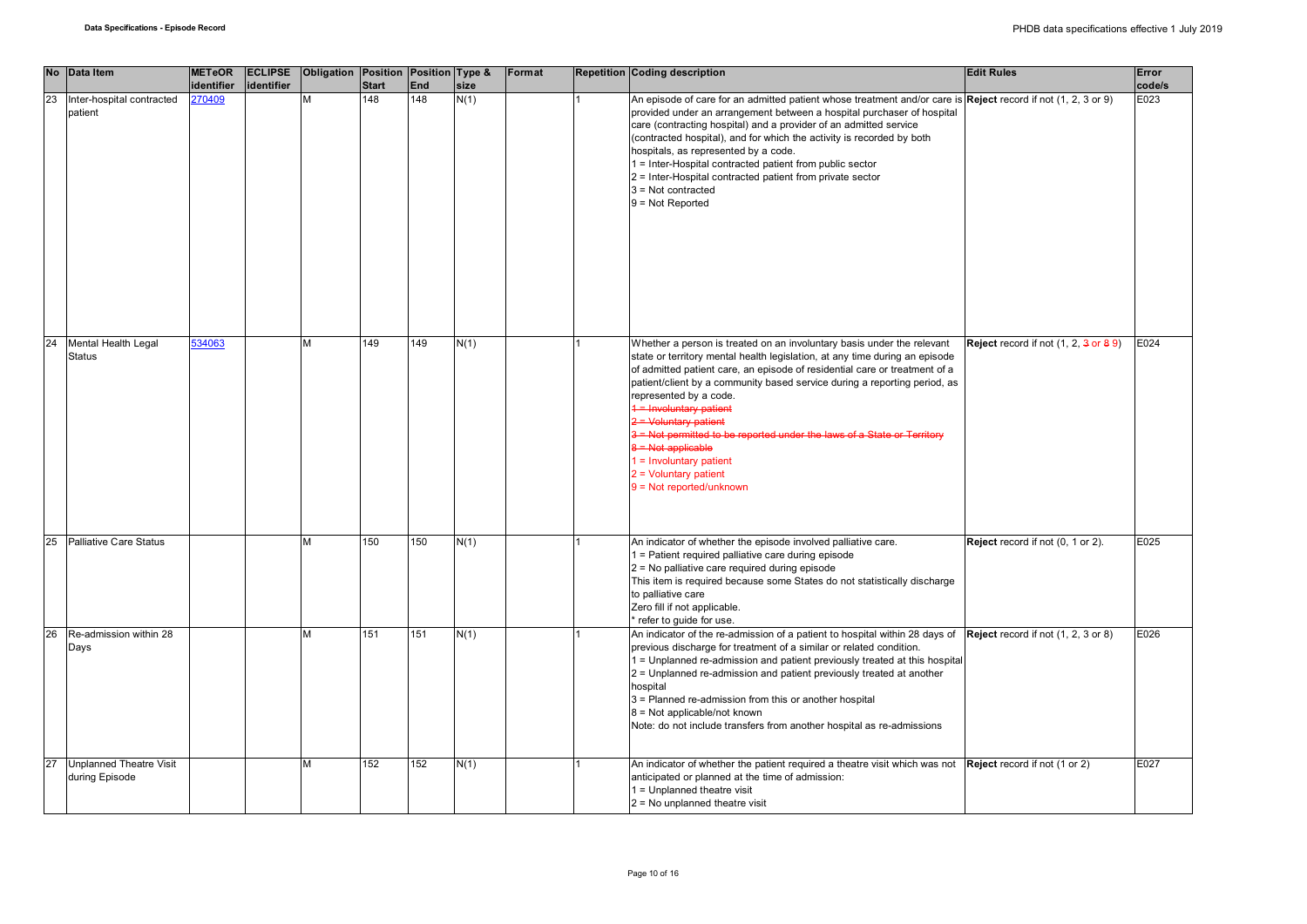| No | Data Item | METeOR identifier | ECLIPSE identifier | Obligation | Position Start | Position End | Type & size | Format | Repetition | Coding description | Edit Rules | Error code/s |
|---|---|---|---|---|---|---|---|---|---|---|---|---|
| 23 | Inter-hospital contracted patient | 270409 | | M | 148 | 148 | N(1) | | 1 | An episode of care for an admitted patient whose treatment and/or care is provided under an arrangement between a hospital purchaser of hospital care (contracting hospital) and a provider of an admitted service (contracted hospital), and for which the activity is recorded by both hospitals, as represented by a code.<br>1 = Inter-Hospital contracted patient from public sector<br>2 = Inter-Hospital contracted patient from private sector<br>3 = Not contracted<br>9 = Not Reported | **Reject** record if not (1, 2, 3 or 9) | E023 |
| 24 | Mental Health Legal Status | 534063 | | M | 149 | 149 | N(1) | | 1 | Whether a person is treated on an involuntary basis under the relevant state or territory mental health legislation, at any time during an episode of admitted patient care, an episode of residential care or treatment of a patient/client by a community based service during a reporting period, as represented by a code.<br>~~1 = Involuntary patient~~<br>~~2 = Voluntary patient~~<br>~~3 = Not permitted to be reported under the laws of a State or Territory~~<br>~~8 = Not applicable~~<br>1 = Involuntary patient<br>2 = Voluntary patient<br>9 = Not reported/unknown | **Reject** record if not (1, 2, ~~3~~ or ~~8~~ 9) | E024 |
| 25 | Palliative Care Status | | | M | 150 | 150 | N(1) | | 1 | An indicator of whether the episode involved palliative care.<br>1 = Patient required palliative care during episode<br>2 = No palliative care required during episode<br>This item is required because some States do not statistically discharge to palliative care<br>Zero fill if not applicable.<br>* refer to guide for use. | **Reject** record if not (0, 1 or 2). | E025 |
| 26 | Re-admission within 28 Days | | | M | 151 | 151 | N(1) | | 1 | An indicator of the re-admission of a patient to hospital within 28 days of previous discharge for treatment of a similar or related condition.<br>1 = Unplanned re-admission and patient previously treated at this hospital<br>2 = Unplanned re-admission and patient previously treated at another hospital<br>3 = Planned re-admission from this or another hospital<br>8 = Not applicable/not known<br>Note: do not include transfers from another hospital as re-admissions | **Reject** record if not (1, 2, 3 or 8) | E026 |
| 27 | Unplanned Theatre Visit during Episode | | | M | 152 | 152 | N(1) | | 1 | An indicator of whether the patient required a theatre visit which was not anticipated or planned at the time of admission:<br>1 = Unplanned theatre visit<br>2 = No unplanned theatre visit | **Reject** record if not (1 or 2) | E027 |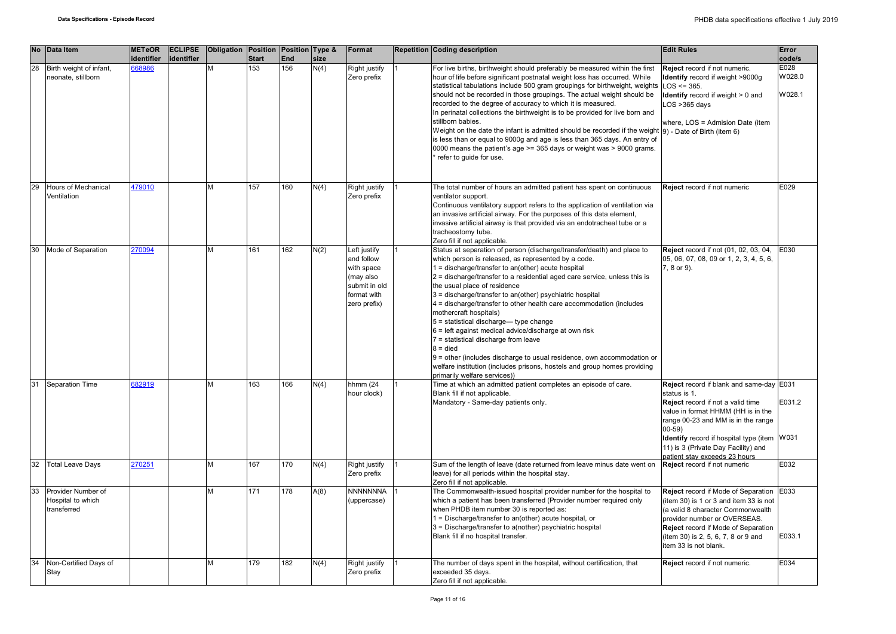| No | Data Item | METeOR identifier | ECLIPSE identifier | Obligation | Position Start | Position End | Type & size | Format | Repetition | Coding description | Edit Rules | Error code/s |
|---|---|---|---|---|---|---|---|---|---|---|---|---|
| 28 | Birth weight of infant, neonate, stillborn | 668986 | | M | 153 | 156 | N(4) | Right justify Zero prefix | 1 | For live births, birthweight should preferably be measured within the first hour of life before significant postnatal weight loss has occurred. While statistical tabulations include 500 gram groupings for birthweight, weights should not be recorded in those groupings. The actual weight should be recorded to the degree of accuracy to which it is measured.<br>In perinatal collections the birthweight is to be provided for live born and stillborn babies.<br>Weight on the date the infant is admitted should be recorded if the weight is less than or equal to 9000g and age is less than 365 days. An entry of 0000 means the patient's age >= 365 days or weight was > 9000 grams.<br>* refer to guide for use. | **Reject** record if not numeric.<br>**Identify** record if weight >9000g LOS <= 365.<br>**Identify** record if weight > 0 and LOS >365 days<br><br>where, LOS = Admision Date (item 9) - Date of Birth (item 6) | E028<br>W028.0<br><br>W028.1 |
| 29 | Hours of Mechanical Ventilation | 479010 | | M | 157 | 160 | N(4) | Right justify Zero prefix | 1 | The total number of hours an admitted patient has spent on continuous ventilator support.<br>Continuous ventilatory support refers to the application of ventilation via an invasive artificial airway. For the purposes of this data element, invasive artificial airway is that provided via an endotracheal tube or a tracheostomy tube.<br>Zero fill if not applicable. | **Reject** record if not numeric | E029 |
| 30 | Mode of Separation | 270094 | | M | 161 | 162 | N(2) | Left justify and follow with space (may also submit in old format with zero prefix) | 1 | Status at separation of person (discharge/transfer/death) and place to which person is released, as represented by a code.<br>1 = discharge/transfer to an(other) acute hospital<br>2 = discharge/transfer to a residential aged care service, unless this is the usual place of residence<br>3 = discharge/transfer to an(other) psychiatric hospital<br>4 = discharge/transfer to other health care accommodation (includes mothercraft hospitals)<br>5 = statistical discharge— type change<br>6 = left against medical advice/discharge at own risk<br>7 = statistical discharge from leave<br>8 = died<br>9 = other (includes discharge to usual residence, own accommodation or welfare institution (includes prisons, hostels and group homes providing primarily welfare services)) | **Reject** record if not (01, 02, 03, 04, 05, 06, 07, 08, 09 or 1, 2, 3, 4, 5, 6, 7, 8 or 9). | E030 |
| 31 | Separation Time | 682919 | | M | 163 | 166 | N(4) | hhmm (24 hour clock) | 1 | Time at which an admitted patient completes an episode of care.<br>Blank fill if not applicable.<br>Mandatory - Same-day patients only. | **Reject** record if blank and same-day status is 1.<br>**Reject** record if not a valid time value in format HHMM (HH is in the range 00-23 and MM is in the range 00-59)<br>**Identify** record if hospital type (item 11) is 3 (Private Day Facility) and patient stay exceeds 23 hours | E031<br><br>E031.2<br><br><br>W031 |
| 32 | Total Leave Days | 270251 | | M | 167 | 170 | N(4) | Right justify Zero prefix | 1 | Sum of the length of leave (date returned from leave minus date went on leave) for all periods within the hospital stay.<br>Zero fill if not applicable. | **Reject** record if not numeric | E032 |
| 33 | Provider Number of Hospital to which transferred | | | M | 171 | 178 | A(8) | NNNNNNNA (uppercase) | 1 | The Commonwealth-issued hospital provider number for the hospital to which a patient has been transferred (Provider number required only when PHDB item number 30 is reported as:<br>1 = Discharge/transfer to an(other) acute hospital, or<br>3 = Discharge/transfer to a(nother) psychiatric hospital<br>Blank fill if no hospital transfer. | **Reject** record if Mode of Separation (item 30) is 1 or 3 and item 33 is not (a valid 8 character Commonwealth provider number or OVERSEAS.<br>**Reject** record if Mode of Separation (item 30) is 2, 5, 6, 7, 8 or 9 and item 33 is not blank. | E033<br><br><br><br>E033.1 |
| 34 | Non-Certified Days of Stay | | | M | 179 | 182 | N(4) | Right justify Zero prefix | 1 | The number of days spent in the hospital, without certification, that exceeded 35 days.<br>Zero fill if not applicable. | **Reject** record if not numeric. | E034 |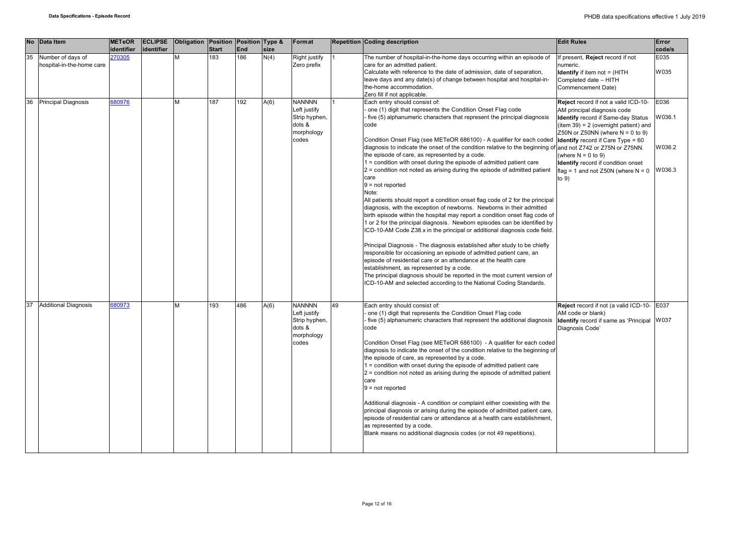| No | Data Item | METeOR identifier | ECLIPSE identifier | Obligation | Position Start | Position End | Type & size | Format | Repetition | Coding description | Edit Rules | Error code/s |
|---|---|---|---|---|---|---|---|---|---|---|---|---|
| 35 | Number of days of hospital-in-the-home care | 270305 | | M | 183 | 186 | N(4) | Right justify Zero prefix | 1 | The number of hospital-in-the-home days occurring within an episode of care for an admitted patient.<br>Calculate with reference to the date of admission, date of separation, leave days and any date(s) of change between hospital and hospital-in-the-home accommodation.<br>Zero fill if not applicable. | If present, **Reject** record if not numeric.<br>**Identify** if item not = (HITH Completed date – HITH Commencement Date) | E035<br><br>W035 |
| 36 | Principal Diagnosis | 680976 | | M | 187 | 192 | A(6) | NANNNN Left justify Strip hyphen, dots & morphology codes | 1 | Each entry should consist of:<br>- one (1) digit that represents the Condition Onset Flag code<br>- five (5) alphanumeric characters that represent the principal diagnosis code<br><br>Condition Onset Flag (see METeOR 686100) - A qualifier for each coded diagnosis to indicate the onset of the condition relative to the beginning of the episode of care, as represented by a code.<br>1 = condition with onset during the episode of admitted patient care<br>2 = condition not noted as arising during the episode of admitted patient care<br>9 = not reported<br>Note:<br>All patients should report a condition onset flag code of 2 for the principal diagnosis, with the exception of newborns. Newborns in their admitted birth episode within the hospital may report a condition onset flag code of 1 or 2 for the principal diagnosis. Newborn episodes can be identified by ICD-10-AM Code Z38.x in the principal or additional diagnosis code field.<br><br>Principal Diagnosis - The diagnosis established after study to be chiefly responsible for occasioning an episode of admitted patient care, an episode of residential care or an attendance at the health care establishment, as represented by a code.<br>The principal diagnosis should be reported in the most current version of ICD-10-AM and selected according to the National Coding Standards. | **Reject** record if not a valid ICD-10-AM principal diagnosis code<br>**Identify** record if Same-day Status (item 39) = 2 (overnight patient) and Z50N or Z50NN (where N = 0 to 9)<br>**Identify** record if Care Type = 60 and not Z742 or Z75N or Z75NN. (where N = 0 to 9)<br>**Identify** record if condition onset flag = 1 and not Z50N (where N = 0 to 9) | E036<br><br>W036.1<br><br><br>W036.2<br><br>W036.3 |
| 37 | Additional Diagnosis | 680973 | | M | 193 | 486 | A(6) | NANNNN Left justify Strip hyphen, dots & morphology codes | 49 | Each entry should consist of:<br>- one (1) digit that represents the Condition Onset Flag code<br>- five (5) alphanumeric characters that represent the additional diagnosis code<br><br>Condition Onset Flag (see METeOR 686100) - A qualifier for each coded diagnosis to indicate the onset of the condition relative to the beginning of the episode of care, as represented by a code.<br>1 = condition with onset during the episode of admitted patient care<br>2 = condition not noted as arising during the episode of admitted patient care<br>9 = not reported<br><br>Additional diagnosis - A condition or complaint either coexisting with the principal diagnosis or arising during the episode of admitted patient care, episode of residential care or attendance at a health care establishment, as represented by a code.<br>Blank means no additional diagnosis codes (or not 49 repetitions). | **Reject** record if not (a valid ICD-10-AM code or blank)<br>**Identify** record if same as 'Principal Diagnosis Code' | E037<br><br>W037 |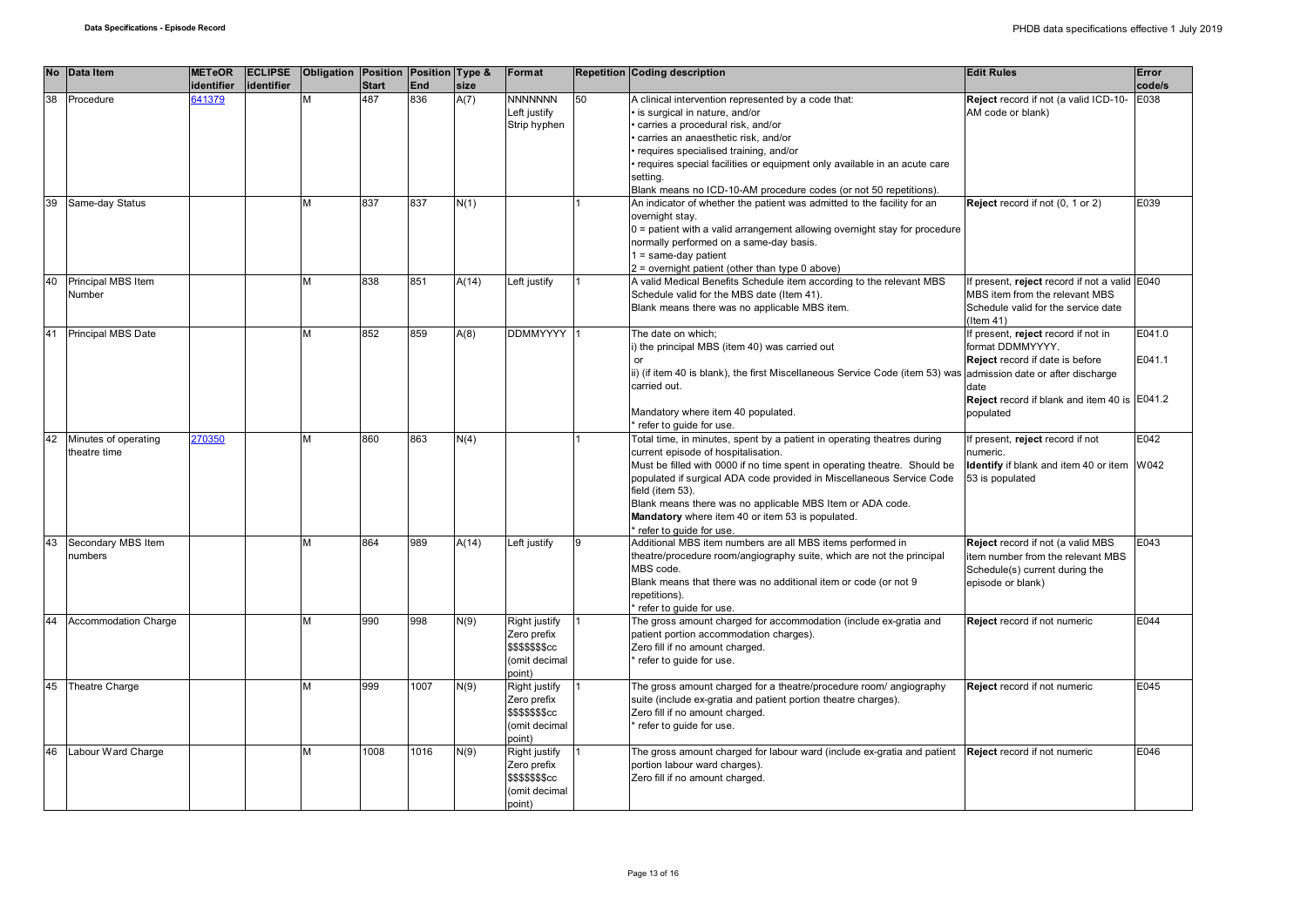| No | Data Item | METeOR identifier | ECLIPSE identifier | Obligation | Position Start | Position End | Type & size | Format | Repetition | Coding description | Edit Rules | Error code/s |
|---|---|---|---|---|---|---|---|---|---|---|---|---|
| 38 | Procedure | 641379 | | M | 487 | 836 | A(7) | NNNNNNN<br>Left justify<br>Strip hyphen | 50 | A clinical intervention represented by a code that:<br>• is surgical in nature, and/or<br>• carries a procedural risk, and/or<br>• carries an anaesthetic risk, and/or<br>• requires specialised training, and/or<br>• requires special facilities or equipment only available in an acute care setting.<br>Blank means no ICD-10-AM procedure codes (or not 50 repetitions). | **Reject** record if not (a valid ICD-10-AM code or blank) | E038 |
| 39 | Same-day Status | | | M | 837 | 837 | N(1) | | 1 | An indicator of whether the patient was admitted to the facility for an overnight stay.<br>0 = patient with a valid arrangement allowing overnight stay for procedure normally performed on a same-day basis.<br>1 = same-day patient<br>2 = overnight patient (other than type 0 above) | **Reject** record if not (0, 1 or 2) | E039 |
| 40 | Principal MBS Item Number | | | M | 838 | 851 | A(14) | Left justify | 1 | A valid Medical Benefits Schedule item according to the relevant MBS Schedule valid for the MBS date (Item 41).<br>Blank means there was no applicable MBS item. | If present, **reject** record if not a valid MBS item from the relevant MBS Schedule valid for the service date (Item 41) | E040 |
| 41 | Principal MBS Date | | | M | 852 | 859 | A(8) | DDMMYYYY | 1 | The date on which;<br>i) the principal MBS (item 40) was carried out<br>or<br>ii) (if item 40 is blank), the first Miscellaneous Service Code (item 53) was carried out.<br><br>Mandatory where item 40 populated.<br>* refer to guide for use. | If present, **reject** record if not in format DDMMYYYY.<br>**Reject** record if date is before admission date or after discharge date<br>**Reject** record if blank and item 40 is populated | E041.0<br><br>E041.1<br><br>E041.2 |
| 42 | Minutes of operating theatre time | 270350 | | M | 860 | 863 | N(4) | | 1 | Total time, in minutes, spent by a patient in operating theatres during current episode of hospitalisation.<br>Must be filled with 0000 if no time spent in operating theatre. Should be populated if surgical ADA code provided in Miscellaneous Service Code field (item 53).<br>Blank means there was no applicable MBS Item or ADA code.<br>**Mandatory** where item 40 or item 53 is populated.<br>* refer to guide for use. | If present, **reject** record if not numeric.<br>**Identify** if blank and item 40 or item 53 is populated | E042<br><br>W042 |
| 43 | Secondary MBS Item numbers | | | M | 864 | 989 | A(14) | Left justify | 9 | Additional MBS item numbers are all MBS items performed in theatre/procedure room/angiography suite, which are not the principal MBS code.<br>Blank means that there was no additional item or code (or not 9 repetitions).<br>* refer to guide for use. | **Reject** record if not (a valid MBS item number from the relevant MBS Schedule(s) current during the episode or blank) | E043 |
| 44 | Accommodation Charge | | | M | 990 | 998 | N(9) | Right justify<br>Zero prefix<br>$$$$$$$cc<br>(omit decimal point) | 1 | The gross amount charged for accommodation (include ex-gratia and patient portion accommodation charges).<br>Zero fill if no amount charged.<br>* refer to guide for use. | **Reject** record if not numeric | E044 |
| 45 | Theatre Charge | | | M | 999 | 1007 | N(9) | Right justify<br>Zero prefix<br>$$$$$$$cc<br>(omit decimal point) | 1 | The gross amount charged for a theatre/procedure room/ angiography suite (include ex-gratia and patient portion theatre charges).<br>Zero fill if no amount charged.<br>* refer to guide for use. | **Reject** record if not numeric | E045 |
| 46 | Labour Ward Charge | | | M | 1008 | 1016 | N(9) | Right justify<br>Zero prefix<br>$$$$$$$cc<br>(omit decimal point) | 1 | The gross amount charged for labour ward (include ex-gratia and patient portion labour ward charges).<br>Zero fill if no amount charged. | **Reject** record if not numeric | E046 |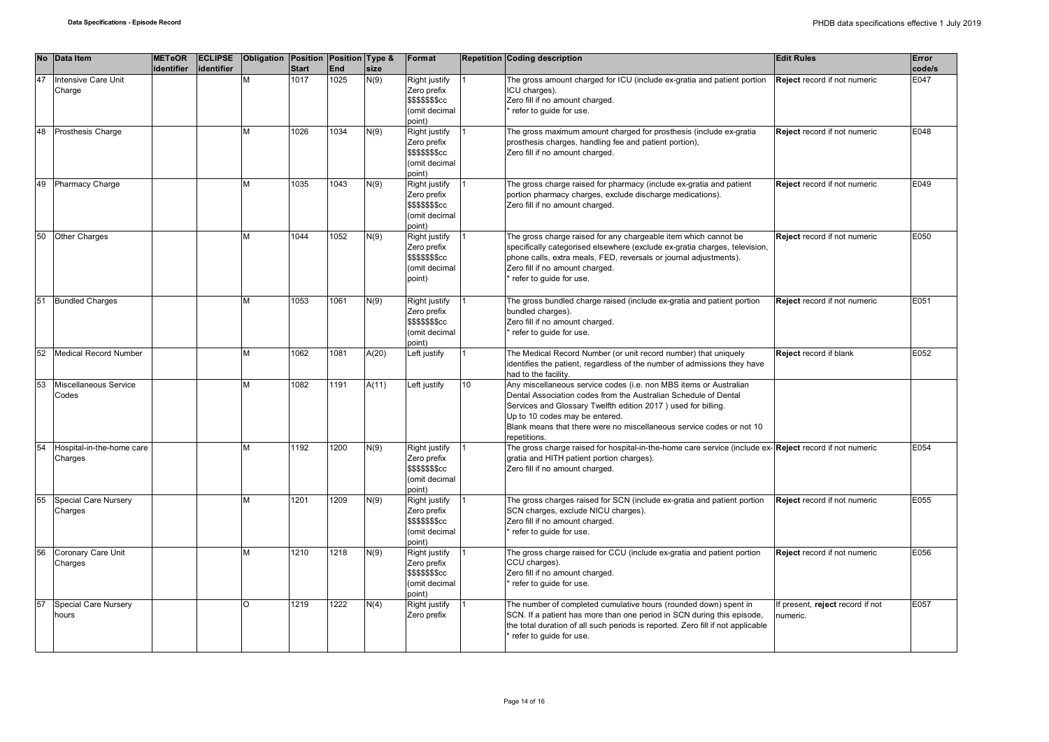| No | Data Item | METeOR identifier | ECLIPSE identifier | Obligation | Position Start | Position End | Type & size | Format | Repetition | Coding description | Edit Rules | Error code/s |
|---|---|---|---|---|---|---|---|---|---|---|---|---|
| 47 | Intensive Care Unit Charge | | | M | 1017 | 1025 | N(9) | Right justify Zero prefix $$$$$$$cc (omit decimal point) | 1 | The gross amount charged for ICU (include ex-gratia and patient portion ICU charges). Zero fill if no amount charged. * refer to guide for use. | **Reject** record if not numeric | E047 |
| 48 | Prosthesis Charge | | | M | 1026 | 1034 | N(9) | Right justify Zero prefix $$$$$$$cc (omit decimal point) | 1 | The gross maximum amount charged for prosthesis (include ex-gratia prosthesis charges, handling fee and patient portion), Zero fill if no amount charged. | **Reject** record if not numeric | E048 |
| 49 | Pharmacy Charge | | | M | 1035 | 1043 | N(9) | Right justify Zero prefix $$$$$$$cc (omit decimal point) | 1 | The gross charge raised for pharmacy (include ex-gratia and patient portion pharmacy charges, exclude discharge medications). Zero fill if no amount charged. | **Reject** record if not numeric | E049 |
| 50 | Other Charges | | | M | 1044 | 1052 | N(9) | Right justify Zero prefix $$$$$$$cc (omit decimal point) | 1 | The gross charge raised for any chargeable item which cannot be specifically categorised elsewhere (exclude ex-gratia charges, television, phone calls, extra meals, FED, reversals or journal adjustments). Zero fill if no amount charged. * refer to guide for use. | **Reject** record if not numeric | E050 |
| 51 | Bundled Charges | | | M | 1053 | 1061 | N(9) | Right justify Zero prefix $$$$$$$cc (omit decimal point) | 1 | The gross bundled charge raised (include ex-gratia and patient portion bundled charges). Zero fill if no amount charged. * refer to guide for use. | **Reject** record if not numeric | E051 |
| 52 | Medical Record Number | | | M | 1062 | 1081 | A(20) | Left justify | 1 | The Medical Record Number (or unit record number) that uniquely identifies the patient, regardless of the number of admissions they have had to the facility. | **Reject** record if blank | E052 |
| 53 | Miscellaneous Service Codes | | | M | 1082 | 1191 | A(11) | Left justify | 10 | Any miscellaneous service codes (i.e. non MBS items or Australian Dental Association codes from the Australian Schedule of Dental Services and Glossary Twelfth edition 2017 ) used for billing. Up to 10 codes may be entered. Blank means that there were no miscellaneous service codes or not 10 repetitions. | | |
| 54 | Hospital-in-the-home care Charges | | | M | 1192 | 1200 | N(9) | Right justify Zero prefix $$$$$$$cc (omit decimal point) | 1 | The gross charge raised for hospital-in-the-home care service (include ex-gratia and HITH patient portion charges). Zero fill if no amount charged. | **Reject** record if not numeric | E054 |
| 55 | Special Care Nursery Charges | | | M | 1201 | 1209 | N(9) | Right justify Zero prefix $$$$$$$cc (omit decimal point) | 1 | The gross charges raised for SCN (include ex-gratia and patient portion SCN charges, exclude NICU charges). Zero fill if no amount charged. * refer to guide for use. | **Reject** record if not numeric | E055 |
| 56 | Coronary Care Unit Charges | | | M | 1210 | 1218 | N(9) | Right justify Zero prefix $$$$$$$cc (omit decimal point) | 1 | The gross charge raised for CCU (include ex-gratia and patient portion CCU charges). Zero fill if no amount charged. * refer to guide for use. | **Reject** record if not numeric | E056 |
| 57 | Special Care Nursery hours | | | O | 1219 | 1222 | N(4) | Right justify Zero prefix | 1 | The number of completed cumulative hours (rounded down) spent in SCN. If a patient has more than one period in SCN during this episode, the total duration of all such periods is reported. Zero fill if not applicable * refer to guide for use. | If present, **reject** record if not numeric. | E057 |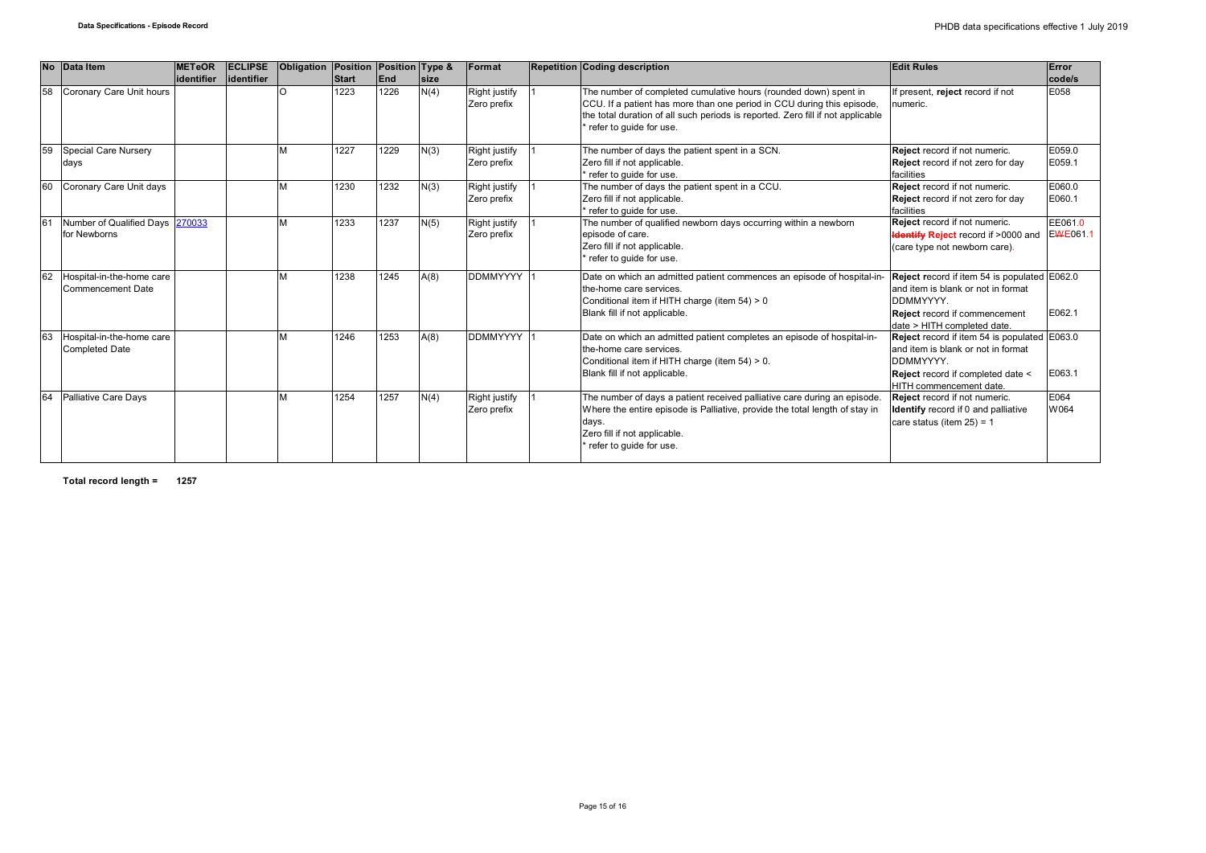| No | Data Item | METeOR identifier | ECLIPSE identifier | Obligation | Position Start | Position End | Type & size | Format | Repetition | Coding description | Edit Rules | Error code/s |
|---|---|---|---|---|---|---|---|---|---|---|---|---|
| 58 | Coronary Care Unit hours | | | O | 1223 | 1226 | N(4) | Right justify Zero prefix | 1 | The number of completed cumulative hours (rounded down) spent in CCU. If a patient has more than one period in CCU during this episode, the total duration of all such periods is reported. Zero fill if not applicable<br>* refer to guide for use. | If present, **reject** record if not numeric. | E058 |
| 59 | Special Care Nursery days | | | M | 1227 | 1229 | N(3) | Right justify Zero prefix | 1 | The number of days the patient spent in a SCN.<br>Zero fill if not applicable.<br>* refer to guide for use. | **Reject** record if not numeric.<br>**Reject** record if not zero for day facilities | E059.0<br>E059.1 |
| 60 | Coronary Care Unit days | | | M | 1230 | 1232 | N(3) | Right justify Zero prefix | 1 | The number of days the patient spent in a CCU.<br>Zero fill if not applicable.<br>* refer to guide for use. | **Reject** record if not numeric.<br>**Reject** record if not zero for day facilities | E060.0<br>E060.1 |
| 61 | Number of Qualified Days for Newborns | 270033 | | M | 1233 | 1237 | N(5) | Right justify Zero prefix | 1 | The number of qualified newborn days occurring within a newborn episode of care.<br>Zero fill if not applicable.<br>* refer to guide for use. | **Reject** record if not numeric.<br>~~**Identify**~~ **Reject** record if >0000 and (care type not newborn care). | EE061.0<br>~~W~~E061.1 |
| 62 | Hospital-in-the-home care Commencement Date | | | M | 1238 | 1245 | A(8) | DDMMYYYY | 1 | Date on which an admitted patient commences an episode of hospital-in-the-home care services.<br>Conditional item if HITH charge (item 54) > 0<br>Blank fill if not applicable. | **Reject** record if item 54 is populated and item is blank or not in format DDMMYYYY.<br>**Reject** record if commencement date > HITH completed date. | E062.0<br>E062.1 |
| 63 | Hospital-in-the-home care Completed Date | | | M | 1246 | 1253 | A(8) | DDMMYYYY | 1 | Date on which an admitted patient completes an episode of hospital-in-the-home care services.<br>Conditional item if HITH charge (item 54) > 0.<br>Blank fill if not applicable. | **Reject** record if item 54 is populated and item is blank or not in format DDMMYYYY.<br>**Reject** record if completed date < HITH commencement date. | E063.0<br>E063.1 |
| 64 | Palliative Care Days | | | M | 1254 | 1257 | N(4) | Right justify Zero prefix | 1 | The number of days a patient received palliative care during an episode. Where the entire episode is Palliative, provide the total length of stay in days.<br>Zero fill if not applicable.<br>* refer to guide for use. | **Reject** record if not numeric.<br>**Identify** record if 0 and palliative care status (item 25) = 1 | E064<br>W064 |

**Total record length = 1257**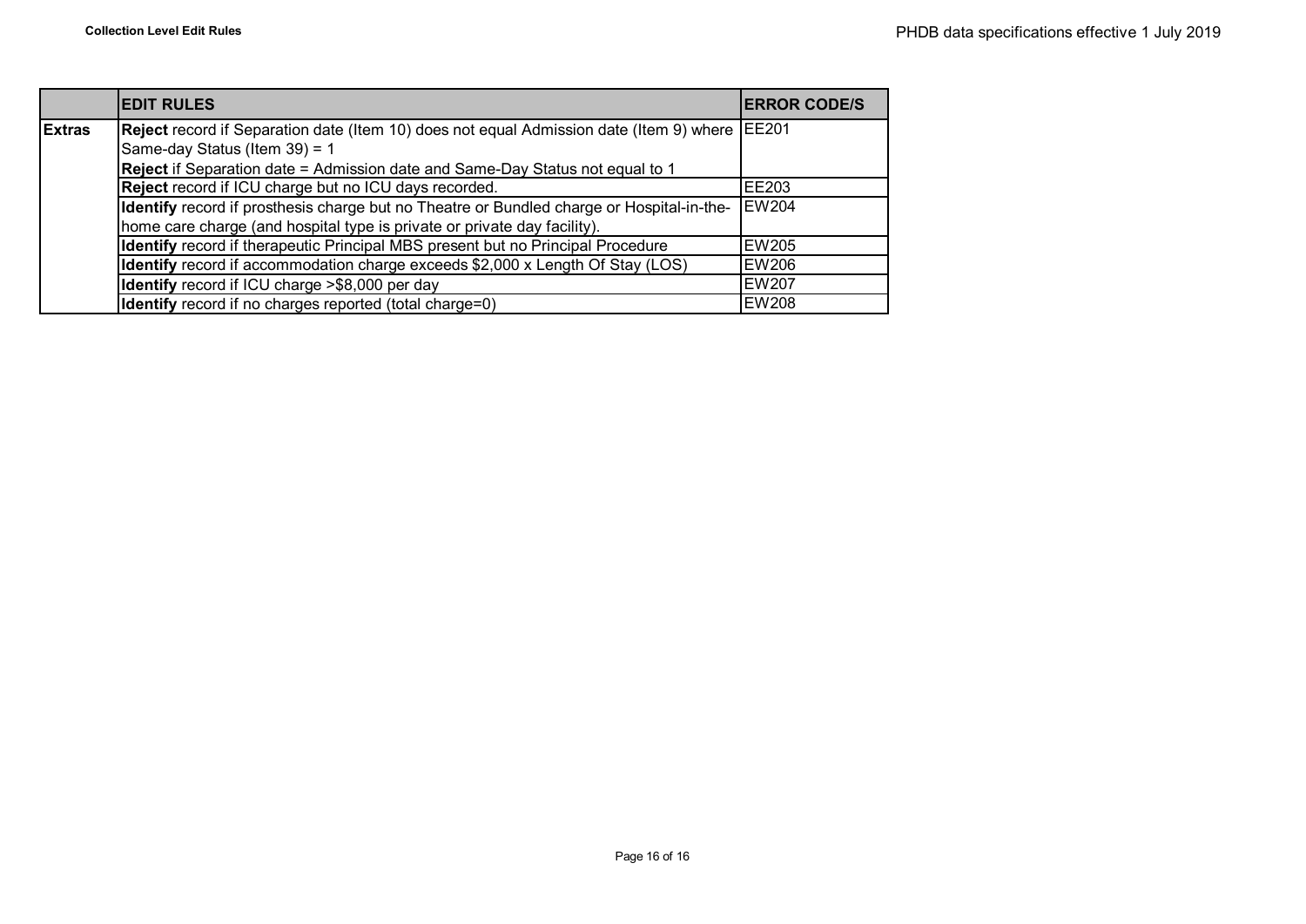| | EDIT RULES | ERROR CODE/S |
|---|---|---|
| **Extras** | **Reject** record if Separation date (Item 10) does not equal Admission date (Item 9) where Same-day Status (Item 39) = 1<br>**Reject** if Separation date = Admission date and Same-Day Status not equal to 1 | EE201 |
| | **Reject** record if ICU charge but no ICU days recorded. | EE203 |
| | **Identify** record if prosthesis charge but no Theatre or Bundled charge or Hospital-in-the-home care charge (and hospital type is private or private day facility). | EW204 |
| | **Identify** record if therapeutic Principal MBS present but no Principal Procedure | EW205 |
| | **Identify** record if accommodation charge exceeds $2,000 x Length Of Stay (LOS) | EW206 |
| | **Identify** record if ICU charge >$8,000 per day | EW207 |
| | **Identify** record if no charges reported (total charge=0) | EW208 |